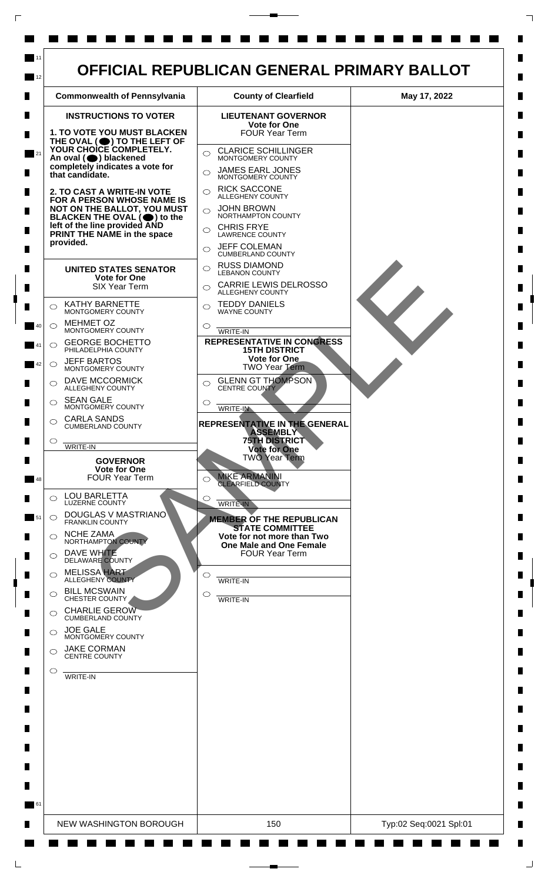# OFFICIAL REPUBLICAN GENERAL PRIMARY BALLOT

| Commonwealth of Pennsylvania | County of Clearfield | May 17, 2022 |
|---|---|---|

## INSTRUCTIONS TO VOTER

**1. TO VOTE YOU MUST BLACKEN THE OVAL (⬤) TO THE LEFT OF YOUR CHOICE COMPLETELY. An oval (⬤) blackened completely indicates a vote for that candidate.**

**2. TO CAST A WRITE-IN VOTE FOR A PERSON WHOSE NAME IS NOT ON THE BALLOT, YOU MUST BLACKEN THE OVAL (⬤) to the left of the line provided AND PRINT THE NAME in the space provided.**

### UNITED STATES SENATOR
**Vote for One**
SIX Year Term

- ◯ KATHY BARNETTE — MONTGOMERY COUNTY
- ◯ MEHMET OZ — MONTGOMERY COUNTY
- ◯ GEORGE BOCHETTO — PHILADELPHIA COUNTY
- ◯ JEFF BARTOS — MONTGOMERY COUNTY
- ◯ DAVE MCCORMICK — ALLEGHENY COUNTY
- ◯ SEAN GALE — MONTGOMERY COUNTY
- ◯ CARLA SANDS — CUMBERLAND COUNTY
- ◯ ________ WRITE-IN

### GOVERNOR
**Vote for One**
FOUR Year Term

- ◯ LOU BARLETTA — LUZERNE COUNTY
- ◯ DOUGLAS V MASTRIANO — FRANKLIN COUNTY
- ◯ NCHE ZAMA — NORTHAMPTON COUNTY
- ◯ DAVE WHITE — DELAWARE COUNTY
- ◯ MELISSA HART — ALLEGHENY COUNTY
- ◯ BILL MCSWAIN — CHESTER COUNTY
- ◯ CHARLIE GEROW — CUMBERLAND COUNTY
- ◯ JOE GALE — MONTGOMERY COUNTY
- ◯ JAKE CORMAN — CENTRE COUNTY
- ◯ ________ WRITE-IN

### LIEUTENANT GOVERNOR
**Vote for One**
FOUR Year Term

- ◯ CLARICE SCHILLINGER — MONTGOMERY COUNTY
- ◯ JAMES EARL JONES — MONTGOMERY COUNTY
- ◯ RICK SACCONE — ALLEGHENY COUNTY
- ◯ JOHN BROWN — NORTHAMPTON COUNTY
- ◯ CHRIS FRYE — LAWRENCE COUNTY
- ◯ JEFF COLEMAN — CUMBERLAND COUNTY
- ◯ RUSS DIAMOND — LEBANON COUNTY
- ◯ CARRIE LEWIS DELROSSO — ALLEGHENY COUNTY
- ◯ TEDDY DANIELS — WAYNE COUNTY
- ◯ ________ WRITE-IN

### REPRESENTATIVE IN CONGRESS 15TH DISTRICT
**Vote for One**
TWO Year Term

- ◯ GLENN GT THOMPSON — CENTRE COUNTY
- ◯ ________ WRITE-IN

### REPRESENTATIVE IN THE GENERAL ASSEMBLY 75TH DISTRICT
**Vote for One**
TWO Year Term

- ◯ MIKE ARMANINI — CLEARFIELD COUNTY
- ◯ ________ WRITE-IN

### MEMBER OF THE REPUBLICAN STATE COMMITTEE
**Vote for not more than Two One Male and One Female**
FOUR Year Term

- ◯ ________ WRITE-IN
- ◯ ________ WRITE-IN

SAMPLE

| NEW WASHINGTON BOROUGH | 150 | Typ:02 Seq:0021 Spl:01 |
|---|---|---|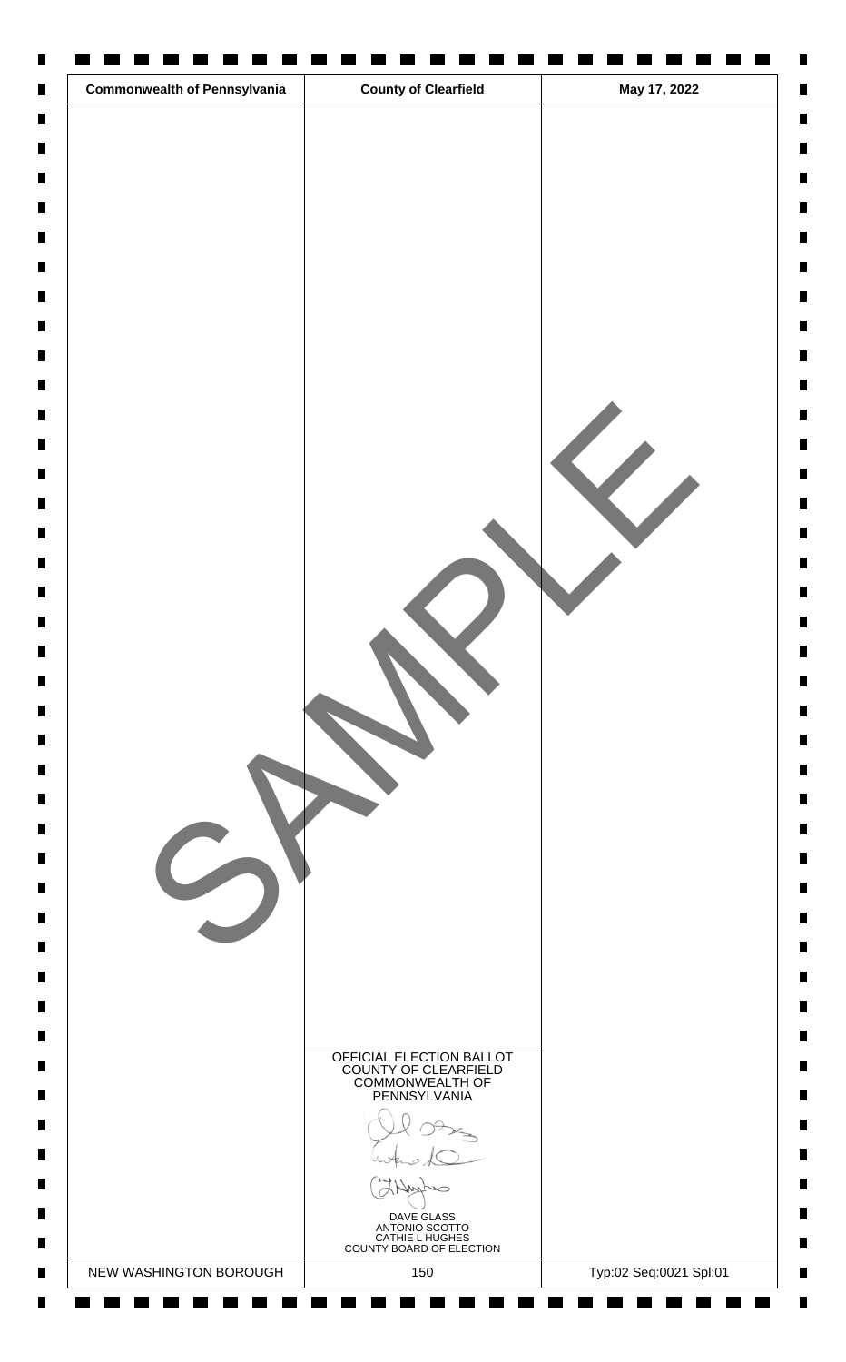| Commonwealth of Pennsylvania | County of Clearfield | May 17, 2022 |
| --- | --- | --- |

SAMPLE

OFFICIAL ELECTION BALLOT
COUNTY OF CLEARFIELD
COMMONWEALTH OF
PENNSYLVANIA

DAVE GLASS
ANTONIO SCOTTO
CATHIE L HUGHES
COUNTY BOARD OF ELECTION

| | | |
| --- | --- | --- |
| NEW WASHINGTON BOROUGH | 150 | Typ:02 Seq:0021 Spl:01 |